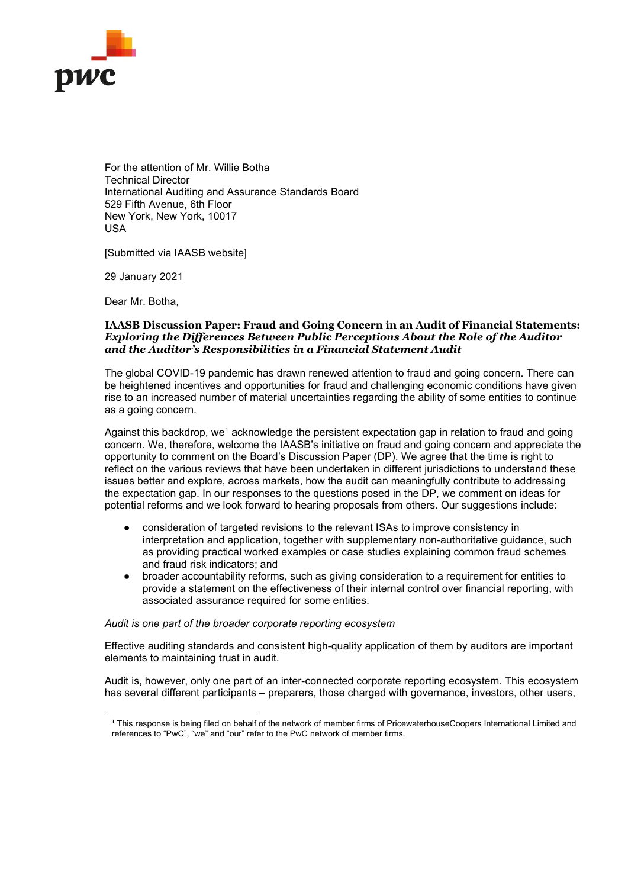For the attention of Mr. Willie Botha
Technical Director
International Auditing and Assurance Standards Board
529 Fifth Avenue, 6th Floor
New York, New York, 10017
USA

[Submitted via IAASB website]

29 January 2021

Dear Mr. Botha,

**IAASB Discussion Paper: Fraud and Going Concern in an Audit of Financial Statements: *Exploring the Differences Between Public Perceptions About the Role of the Auditor and the Auditor's Responsibilities in a Financial Statement Audit***

The global COVID-19 pandemic has drawn renewed attention to fraud and going concern. There can be heightened incentives and opportunities for fraud and challenging economic conditions have given rise to an increased number of material uncertainties regarding the ability of some entities to continue as a going concern.

Against this backdrop, we[1] acknowledge the persistent expectation gap in relation to fraud and going concern. We, therefore, welcome the IAASB's initiative on fraud and going concern and appreciate the opportunity to comment on the Board's Discussion Paper (DP). We agree that the time is right to reflect on the various reviews that have been undertaken in different jurisdictions to understand these issues better and explore, across markets, how the audit can meaningfully contribute to addressing the expectation gap. In our responses to the questions posed in the DP, we comment on ideas for potential reforms and we look forward to hearing proposals from others. Our suggestions include:

- consideration of targeted revisions to the relevant ISAs to improve consistency in interpretation and application, together with supplementary non-authoritative guidance, such as providing practical worked examples or case studies explaining common fraud schemes and fraud risk indicators; and
- broader accountability reforms, such as giving consideration to a requirement for entities to provide a statement on the effectiveness of their internal control over financial reporting, with associated assurance required for some entities.

*Audit is one part of the broader corporate reporting ecosystem*

Effective auditing standards and consistent high-quality application of them by auditors are important elements to maintaining trust in audit.

Audit is, however, only one part of an inter-connected corporate reporting ecosystem. This ecosystem has several different participants – preparers, those charged with governance, investors, other users,

[1] This response is being filed on behalf of the network of member firms of PricewaterhouseCoopers International Limited and references to "PwC", "we" and "our" refer to the PwC network of member firms.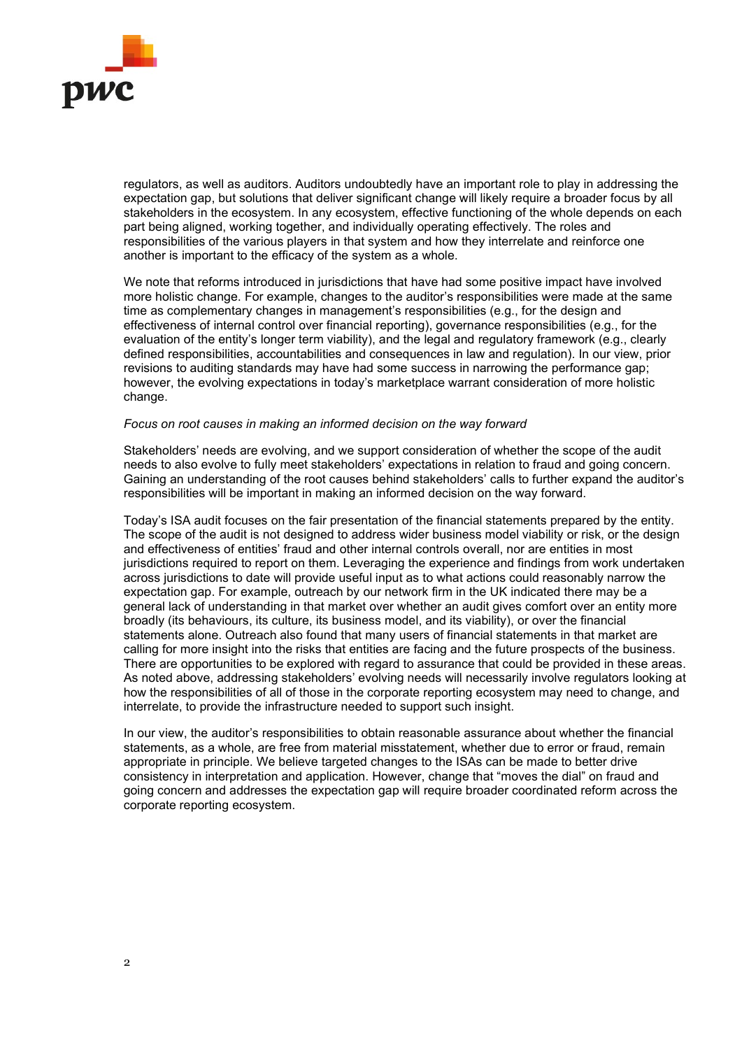regulators, as well as auditors. Auditors undoubtedly have an important role to play in addressing the expectation gap, but solutions that deliver significant change will likely require a broader focus by all stakeholders in the ecosystem. In any ecosystem, effective functioning of the whole depends on each part being aligned, working together, and individually operating effectively. The roles and responsibilities of the various players in that system and how they interrelate and reinforce one another is important to the efficacy of the system as a whole.

We note that reforms introduced in jurisdictions that have had some positive impact have involved more holistic change. For example, changes to the auditor's responsibilities were made at the same time as complementary changes in management's responsibilities (e.g., for the design and effectiveness of internal control over financial reporting), governance responsibilities (e.g., for the evaluation of the entity's longer term viability), and the legal and regulatory framework (e.g., clearly defined responsibilities, accountabilities and consequences in law and regulation). In our view, prior revisions to auditing standards may have had some success in narrowing the performance gap; however, the evolving expectations in today's marketplace warrant consideration of more holistic change.

*Focus on root causes in making an informed decision on the way forward*

Stakeholders' needs are evolving, and we support consideration of whether the scope of the audit needs to also evolve to fully meet stakeholders' expectations in relation to fraud and going concern. Gaining an understanding of the root causes behind stakeholders' calls to further expand the auditor's responsibilities will be important in making an informed decision on the way forward.

Today's ISA audit focuses on the fair presentation of the financial statements prepared by the entity. The scope of the audit is not designed to address wider business model viability or risk, or the design and effectiveness of entities' fraud and other internal controls overall, nor are entities in most jurisdictions required to report on them. Leveraging the experience and findings from work undertaken across jurisdictions to date will provide useful input as to what actions could reasonably narrow the expectation gap. For example, outreach by our network firm in the UK indicated there may be a general lack of understanding in that market over whether an audit gives comfort over an entity more broadly (its behaviours, its culture, its business model, and its viability), or over the financial statements alone. Outreach also found that many users of financial statements in that market are calling for more insight into the risks that entities are facing and the future prospects of the business. There are opportunities to be explored with regard to assurance that could be provided in these areas. As noted above, addressing stakeholders' evolving needs will necessarily involve regulators looking at how the responsibilities of all of those in the corporate reporting ecosystem may need to change, and interrelate, to provide the infrastructure needed to support such insight.

In our view, the auditor's responsibilities to obtain reasonable assurance about whether the financial statements, as a whole, are free from material misstatement, whether due to error or fraud, remain appropriate in principle. We believe targeted changes to the ISAs can be made to better drive consistency in interpretation and application. However, change that "moves the dial" on fraud and going concern and addresses the expectation gap will require broader coordinated reform across the corporate reporting ecosystem.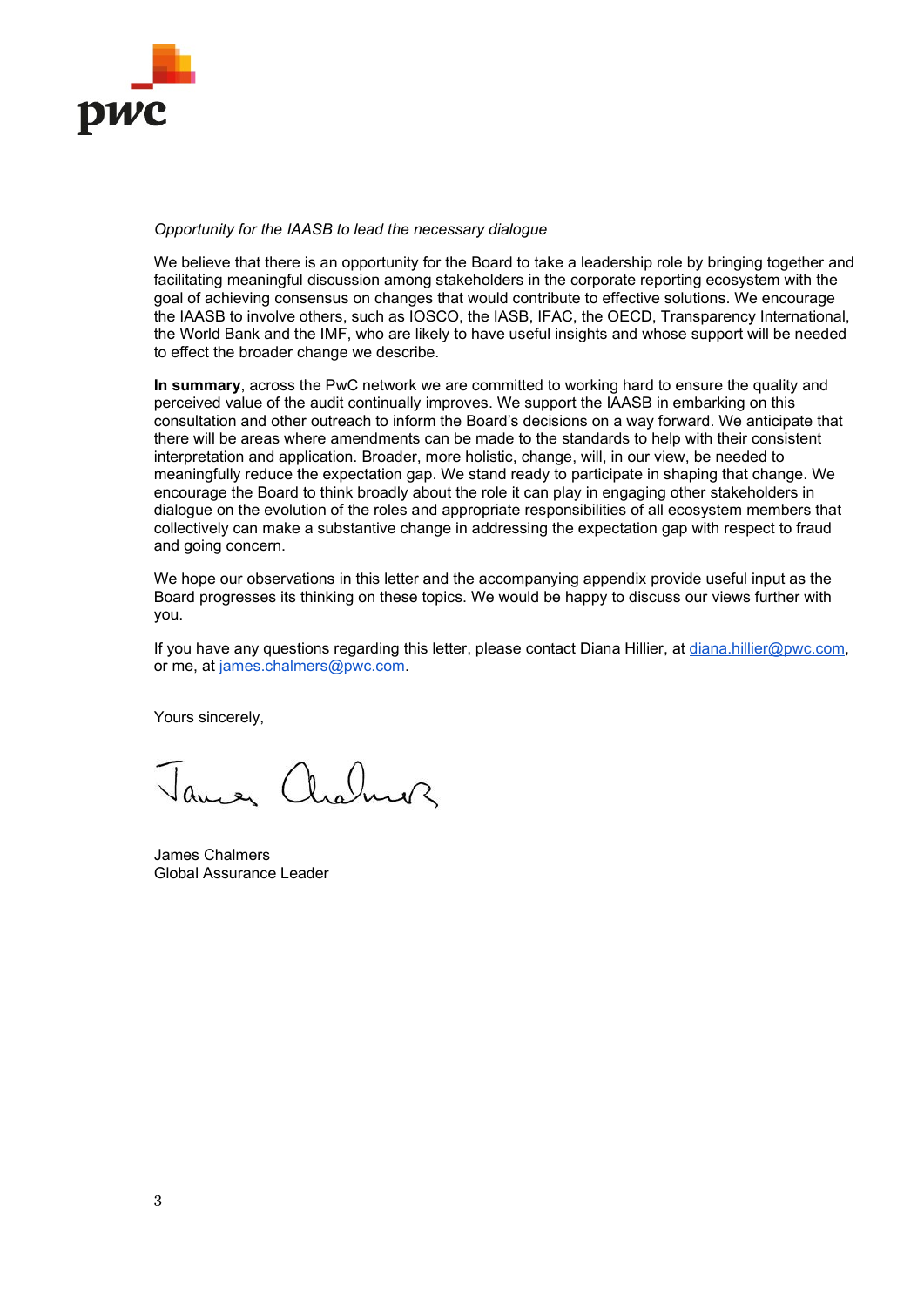*Opportunity for the IAASB to lead the necessary dialogue*

We believe that there is an opportunity for the Board to take a leadership role by bringing together and facilitating meaningful discussion among stakeholders in the corporate reporting ecosystem with the goal of achieving consensus on changes that would contribute to effective solutions. We encourage the IAASB to involve others, such as IOSCO, the IASB, IFAC, the OECD, Transparency International, the World Bank and the IMF, who are likely to have useful insights and whose support will be needed to effect the broader change we describe.

**In summary**, across the PwC network we are committed to working hard to ensure the quality and perceived value of the audit continually improves. We support the IAASB in embarking on this consultation and other outreach to inform the Board's decisions on a way forward. We anticipate that there will be areas where amendments can be made to the standards to help with their consistent interpretation and application. Broader, more holistic, change, will, in our view, be needed to meaningfully reduce the expectation gap. We stand ready to participate in shaping that change. We encourage the Board to think broadly about the role it can play in engaging other stakeholders in dialogue on the evolution of the roles and appropriate responsibilities of all ecosystem members that collectively can make a substantive change in addressing the expectation gap with respect to fraud and going concern.

We hope our observations in this letter and the accompanying appendix provide useful input as the Board progresses its thinking on these topics. We would be happy to discuss our views further with you.

If you have any questions regarding this letter, please contact Diana Hillier, at diana.hillier@pwc.com, or me, at james.chalmers@pwc.com.

Yours sincerely,

James Chalmers
Global Assurance Leader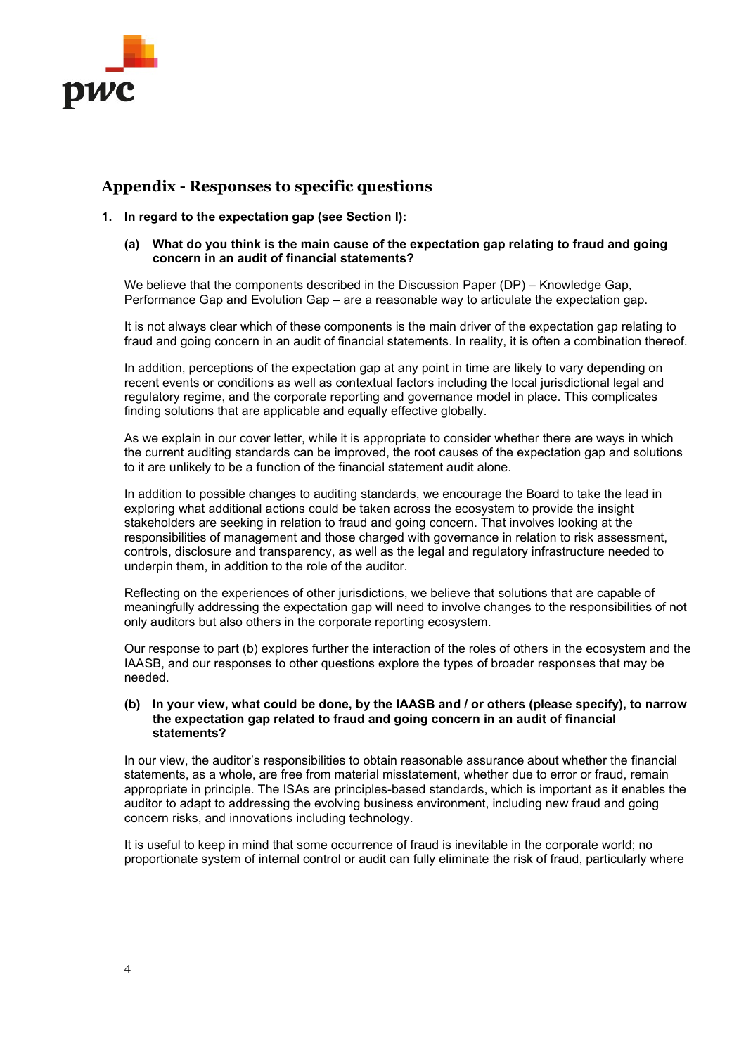## Appendix - Responses to specific questions

**1. In regard to the expectation gap (see Section I):**

**(a) What do you think is the main cause of the expectation gap relating to fraud and going concern in an audit of financial statements?**

We believe that the components described in the Discussion Paper (DP) – Knowledge Gap, Performance Gap and Evolution Gap – are a reasonable way to articulate the expectation gap.

It is not always clear which of these components is the main driver of the expectation gap relating to fraud and going concern in an audit of financial statements. In reality, it is often a combination thereof.

In addition, perceptions of the expectation gap at any point in time are likely to vary depending on recent events or conditions as well as contextual factors including the local jurisdictional legal and regulatory regime, and the corporate reporting and governance model in place. This complicates finding solutions that are applicable and equally effective globally.

As we explain in our cover letter, while it is appropriate to consider whether there are ways in which the current auditing standards can be improved, the root causes of the expectation gap and solutions to it are unlikely to be a function of the financial statement audit alone.

In addition to possible changes to auditing standards, we encourage the Board to take the lead in exploring what additional actions could be taken across the ecosystem to provide the insight stakeholders are seeking in relation to fraud and going concern. That involves looking at the responsibilities of management and those charged with governance in relation to risk assessment, controls, disclosure and transparency, as well as the legal and regulatory infrastructure needed to underpin them, in addition to the role of the auditor.

Reflecting on the experiences of other jurisdictions, we believe that solutions that are capable of meaningfully addressing the expectation gap will need to involve changes to the responsibilities of not only auditors but also others in the corporate reporting ecosystem.

Our response to part (b) explores further the interaction of the roles of others in the ecosystem and the IAASB, and our responses to other questions explore the types of broader responses that may be needed.

**(b) In your view, what could be done, by the IAASB and / or others (please specify), to narrow the expectation gap related to fraud and going concern in an audit of financial statements?**

In our view, the auditor's responsibilities to obtain reasonable assurance about whether the financial statements, as a whole, are free from material misstatement, whether due to error or fraud, remain appropriate in principle. The ISAs are principles-based standards, which is important as it enables the auditor to adapt to addressing the evolving business environment, including new fraud and going concern risks, and innovations including technology.

It is useful to keep in mind that some occurrence of fraud is inevitable in the corporate world; no proportionate system of internal control or audit can fully eliminate the risk of fraud, particularly where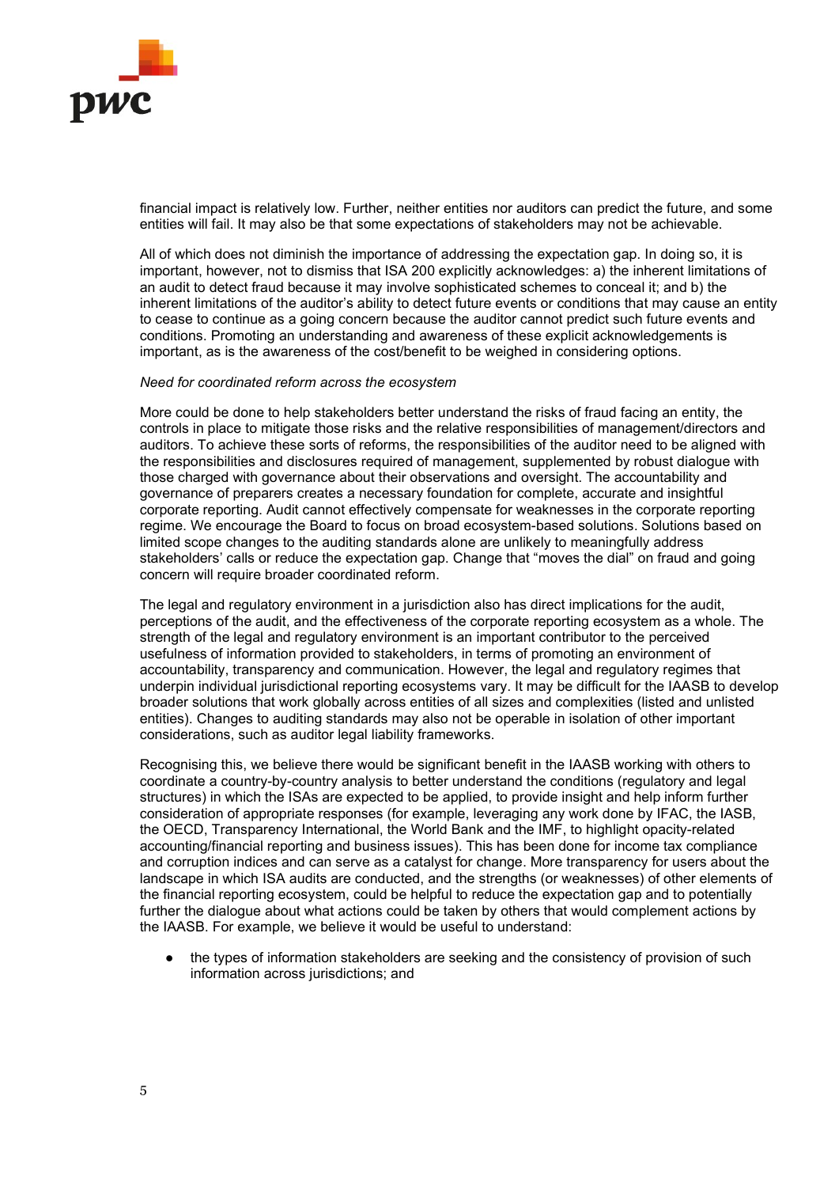financial impact is relatively low. Further, neither entities nor auditors can predict the future, and some entities will fail. It may also be that some expectations of stakeholders may not be achievable.

All of which does not diminish the importance of addressing the expectation gap. In doing so, it is important, however, not to dismiss that ISA 200 explicitly acknowledges: a) the inherent limitations of an audit to detect fraud because it may involve sophisticated schemes to conceal it; and b) the inherent limitations of the auditor's ability to detect future events or conditions that may cause an entity to cease to continue as a going concern because the auditor cannot predict such future events and conditions. Promoting an understanding and awareness of these explicit acknowledgements is important, as is the awareness of the cost/benefit to be weighed in considering options.

*Need for coordinated reform across the ecosystem*

More could be done to help stakeholders better understand the risks of fraud facing an entity, the controls in place to mitigate those risks and the relative responsibilities of management/directors and auditors. To achieve these sorts of reforms, the responsibilities of the auditor need to be aligned with the responsibilities and disclosures required of management, supplemented by robust dialogue with those charged with governance about their observations and oversight. The accountability and governance of preparers creates a necessary foundation for complete, accurate and insightful corporate reporting. Audit cannot effectively compensate for weaknesses in the corporate reporting regime. We encourage the Board to focus on broad ecosystem-based solutions. Solutions based on limited scope changes to the auditing standards alone are unlikely to meaningfully address stakeholders' calls or reduce the expectation gap. Change that "moves the dial" on fraud and going concern will require broader coordinated reform.

The legal and regulatory environment in a jurisdiction also has direct implications for the audit, perceptions of the audit, and the effectiveness of the corporate reporting ecosystem as a whole. The strength of the legal and regulatory environment is an important contributor to the perceived usefulness of information provided to stakeholders, in terms of promoting an environment of accountability, transparency and communication. However, the legal and regulatory regimes that underpin individual jurisdictional reporting ecosystems vary. It may be difficult for the IAASB to develop broader solutions that work globally across entities of all sizes and complexities (listed and unlisted entities). Changes to auditing standards may also not be operable in isolation of other important considerations, such as auditor legal liability frameworks.

Recognising this, we believe there would be significant benefit in the IAASB working with others to coordinate a country-by-country analysis to better understand the conditions (regulatory and legal structures) in which the ISAs are expected to be applied, to provide insight and help inform further consideration of appropriate responses (for example, leveraging any work done by IFAC, the IASB, the OECD, Transparency International, the World Bank and the IMF, to highlight opacity-related accounting/financial reporting and business issues). This has been done for income tax compliance and corruption indices and can serve as a catalyst for change. More transparency for users about the landscape in which ISA audits are conducted, and the strengths (or weaknesses) of other elements of the financial reporting ecosystem, could be helpful to reduce the expectation gap and to potentially further the dialogue about what actions could be taken by others that would complement actions by the IAASB. For example, we believe it would be useful to understand:

- the types of information stakeholders are seeking and the consistency of provision of such information across jurisdictions; and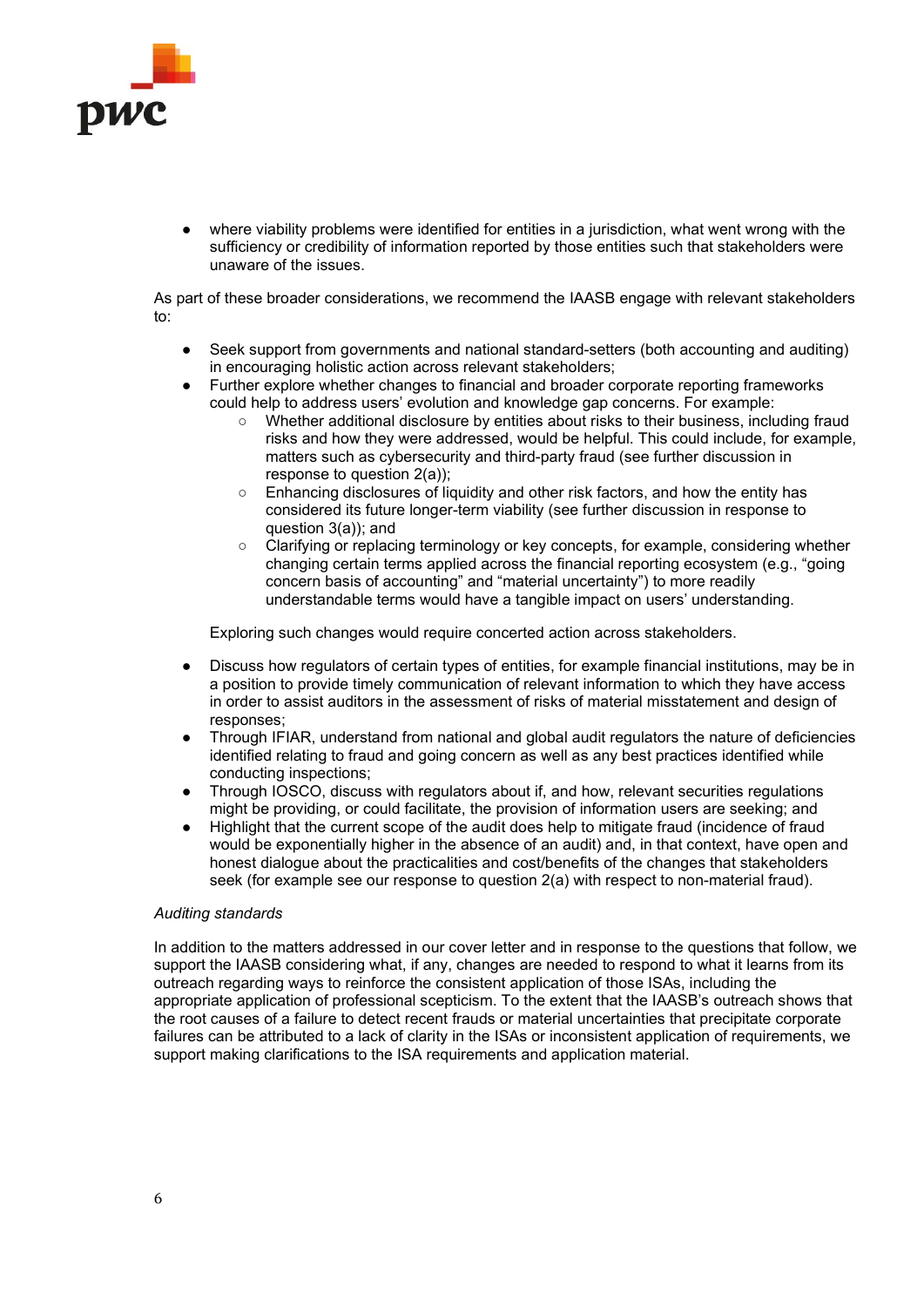- where viability problems were identified for entities in a jurisdiction, what went wrong with the sufficiency or credibility of information reported by those entities such that stakeholders were unaware of the issues.

As part of these broader considerations, we recommend the IAASB engage with relevant stakeholders to:

- Seek support from governments and national standard-setters (both accounting and auditing) in encouraging holistic action across relevant stakeholders;
- Further explore whether changes to financial and broader corporate reporting frameworks could help to address users' evolution and knowledge gap concerns. For example:
    - Whether additional disclosure by entities about risks to their business, including fraud risks and how they were addressed, would be helpful. This could include, for example, matters such as cybersecurity and third-party fraud (see further discussion in response to question 2(a));
    - Enhancing disclosures of liquidity and other risk factors, and how the entity has considered its future longer-term viability (see further discussion in response to question 3(a)); and
    - Clarifying or replacing terminology or key concepts, for example, considering whether changing certain terms applied across the financial reporting ecosystem (e.g., "going concern basis of accounting" and "material uncertainty") to more readily understandable terms would have a tangible impact on users' understanding.

  Exploring such changes would require concerted action across stakeholders.

- Discuss how regulators of certain types of entities, for example financial institutions, may be in a position to provide timely communication of relevant information to which they have access in order to assist auditors in the assessment of risks of material misstatement and design of responses;
- Through IFIAR, understand from national and global audit regulators the nature of deficiencies identified relating to fraud and going concern as well as any best practices identified while conducting inspections;
- Through IOSCO, discuss with regulators about if, and how, relevant securities regulations might be providing, or could facilitate, the provision of information users are seeking; and
- Highlight that the current scope of the audit does help to mitigate fraud (incidence of fraud would be exponentially higher in the absence of an audit) and, in that context, have open and honest dialogue about the practicalities and cost/benefits of the changes that stakeholders seek (for example see our response to question 2(a) with respect to non-material fraud).

*Auditing standards*

In addition to the matters addressed in our cover letter and in response to the questions that follow, we support the IAASB considering what, if any, changes are needed to respond to what it learns from its outreach regarding ways to reinforce the consistent application of those ISAs, including the appropriate application of professional scepticism. To the extent that the IAASB's outreach shows that the root causes of a failure to detect recent frauds or material uncertainties that precipitate corporate failures can be attributed to a lack of clarity in the ISAs or inconsistent application of requirements, we support making clarifications to the ISA requirements and application material.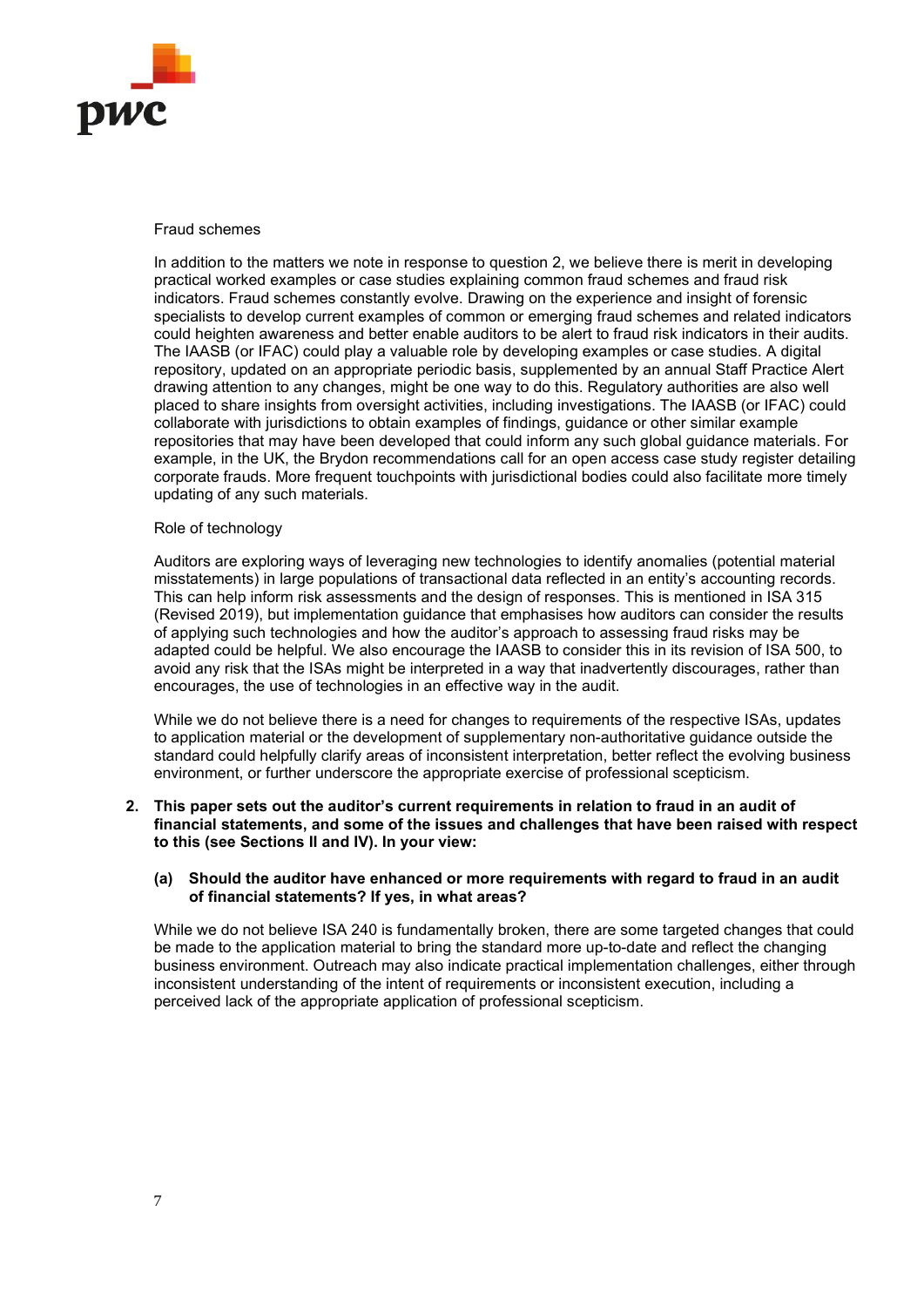Fraud schemes

In addition to the matters we note in response to question 2, we believe there is merit in developing practical worked examples or case studies explaining common fraud schemes and fraud risk indicators. Fraud schemes constantly evolve. Drawing on the experience and insight of forensic specialists to develop current examples of common or emerging fraud schemes and related indicators could heighten awareness and better enable auditors to be alert to fraud risk indicators in their audits. The IAASB (or IFAC) could play a valuable role by developing examples or case studies. A digital repository, updated on an appropriate periodic basis, supplemented by an annual Staff Practice Alert drawing attention to any changes, might be one way to do this. Regulatory authorities are also well placed to share insights from oversight activities, including investigations. The IAASB (or IFAC) could collaborate with jurisdictions to obtain examples of findings, guidance or other similar example repositories that may have been developed that could inform any such global guidance materials. For example, in the UK, the Brydon recommendations call for an open access case study register detailing corporate frauds. More frequent touchpoints with jurisdictional bodies could also facilitate more timely updating of any such materials.

Role of technology

Auditors are exploring ways of leveraging new technologies to identify anomalies (potential material misstatements) in large populations of transactional data reflected in an entity's accounting records. This can help inform risk assessments and the design of responses. This is mentioned in ISA 315 (Revised 2019), but implementation guidance that emphasises how auditors can consider the results of applying such technologies and how the auditor's approach to assessing fraud risks may be adapted could be helpful. We also encourage the IAASB to consider this in its revision of ISA 500, to avoid any risk that the ISAs might be interpreted in a way that inadvertently discourages, rather than encourages, the use of technologies in an effective way in the audit.

While we do not believe there is a need for changes to requirements of the respective ISAs, updates to application material or the development of supplementary non-authoritative guidance outside the standard could helpfully clarify areas of inconsistent interpretation, better reflect the evolving business environment, or further underscore the appropriate exercise of professional scepticism.

**2. This paper sets out the auditor's current requirements in relation to fraud in an audit of financial statements, and some of the issues and challenges that have been raised with respect to this (see Sections II and IV). In your view:**

**(a) Should the auditor have enhanced or more requirements with regard to fraud in an audit of financial statements? If yes, in what areas?**

While we do not believe ISA 240 is fundamentally broken, there are some targeted changes that could be made to the application material to bring the standard more up-to-date and reflect the changing business environment. Outreach may also indicate practical implementation challenges, either through inconsistent understanding of the intent of requirements or inconsistent execution, including a perceived lack of the appropriate application of professional scepticism.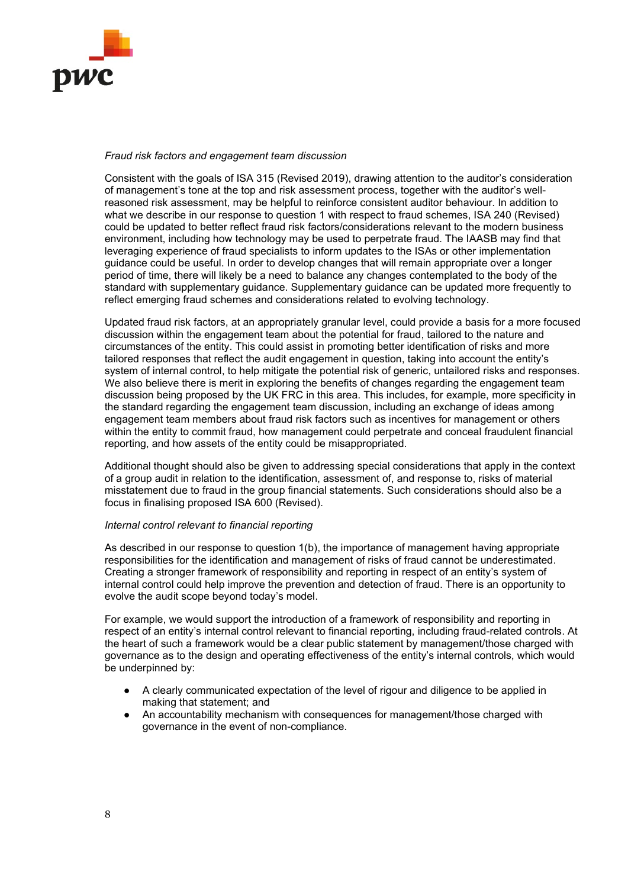*Fraud risk factors and engagement team discussion*

Consistent with the goals of ISA 315 (Revised 2019), drawing attention to the auditor's consideration of management's tone at the top and risk assessment process, together with the auditor's well-reasoned risk assessment, may be helpful to reinforce consistent auditor behaviour. In addition to what we describe in our response to question 1 with respect to fraud schemes, ISA 240 (Revised) could be updated to better reflect fraud risk factors/considerations relevant to the modern business environment, including how technology may be used to perpetrate fraud. The IAASB may find that leveraging experience of fraud specialists to inform updates to the ISAs or other implementation guidance could be useful. In order to develop changes that will remain appropriate over a longer period of time, there will likely be a need to balance any changes contemplated to the body of the standard with supplementary guidance. Supplementary guidance can be updated more frequently to reflect emerging fraud schemes and considerations related to evolving technology.

Updated fraud risk factors, at an appropriately granular level, could provide a basis for a more focused discussion within the engagement team about the potential for fraud, tailored to the nature and circumstances of the entity. This could assist in promoting better identification of risks and more tailored responses that reflect the audit engagement in question, taking into account the entity's system of internal control, to help mitigate the potential risk of generic, untailored risks and responses. We also believe there is merit in exploring the benefits of changes regarding the engagement team discussion being proposed by the UK FRC in this area. This includes, for example, more specificity in the standard regarding the engagement team discussion, including an exchange of ideas among engagement team members about fraud risk factors such as incentives for management or others within the entity to commit fraud, how management could perpetrate and conceal fraudulent financial reporting, and how assets of the entity could be misappropriated.

Additional thought should also be given to addressing special considerations that apply in the context of a group audit in relation to the identification, assessment of, and response to, risks of material misstatement due to fraud in the group financial statements. Such considerations should also be a focus in finalising proposed ISA 600 (Revised).

*Internal control relevant to financial reporting*

As described in our response to question 1(b), the importance of management having appropriate responsibilities for the identification and management of risks of fraud cannot be underestimated. Creating a stronger framework of responsibility and reporting in respect of an entity's system of internal control could help improve the prevention and detection of fraud. There is an opportunity to evolve the audit scope beyond today's model.

For example, we would support the introduction of a framework of responsibility and reporting in respect of an entity's internal control relevant to financial reporting, including fraud-related controls. At the heart of such a framework would be a clear public statement by management/those charged with governance as to the design and operating effectiveness of the entity's internal controls, which would be underpinned by:

- A clearly communicated expectation of the level of rigour and diligence to be applied in making that statement; and
- An accountability mechanism with consequences for management/those charged with governance in the event of non-compliance.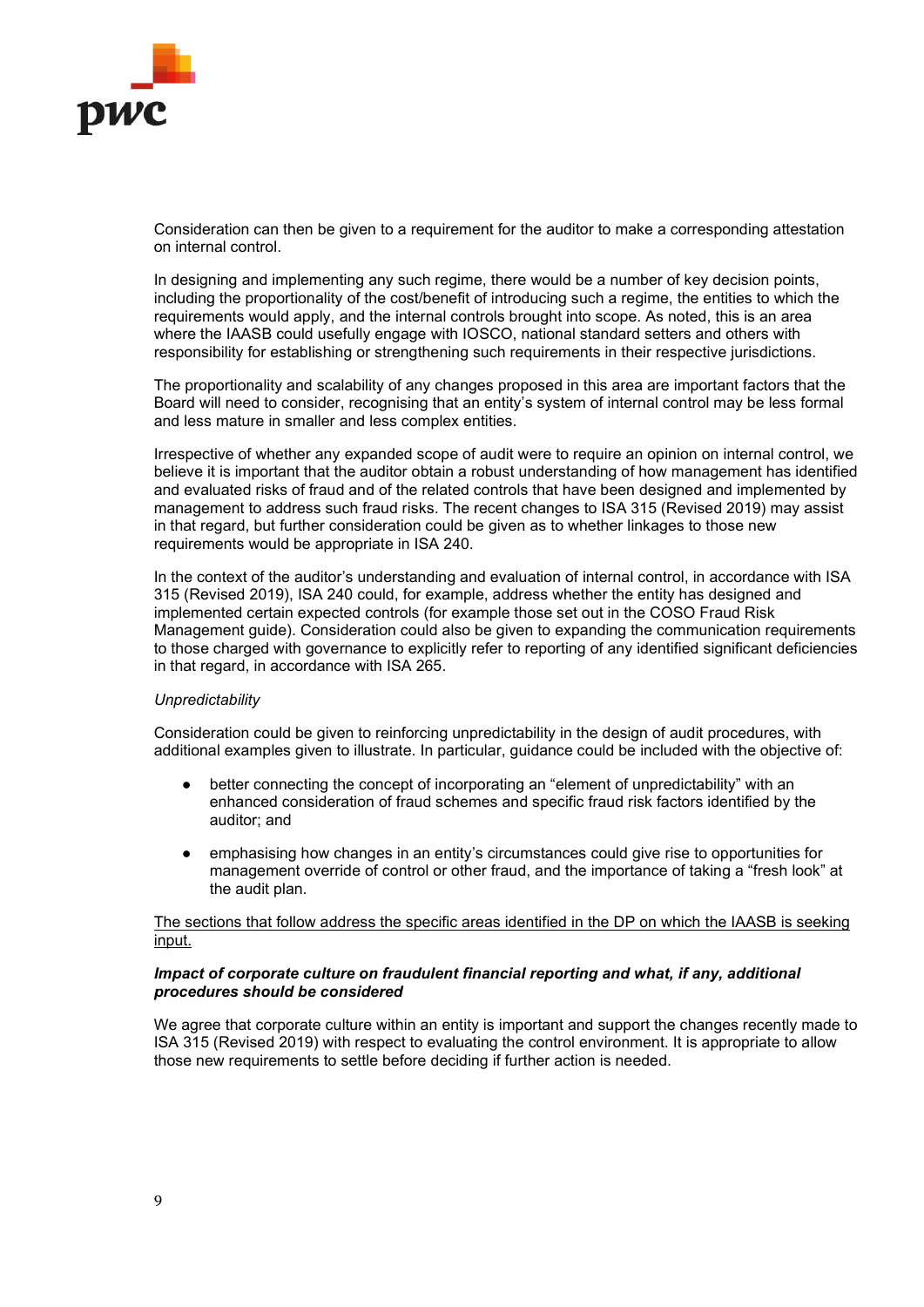Consideration can then be given to a requirement for the auditor to make a corresponding attestation on internal control.

In designing and implementing any such regime, there would be a number of key decision points, including the proportionality of the cost/benefit of introducing such a regime, the entities to which the requirements would apply, and the internal controls brought into scope. As noted, this is an area where the IAASB could usefully engage with IOSCO, national standard setters and others with responsibility for establishing or strengthening such requirements in their respective jurisdictions.

The proportionality and scalability of any changes proposed in this area are important factors that the Board will need to consider, recognising that an entity's system of internal control may be less formal and less mature in smaller and less complex entities.

Irrespective of whether any expanded scope of audit were to require an opinion on internal control, we believe it is important that the auditor obtain a robust understanding of how management has identified and evaluated risks of fraud and of the related controls that have been designed and implemented by management to address such fraud risks. The recent changes to ISA 315 (Revised 2019) may assist in that regard, but further consideration could be given as to whether linkages to those new requirements would be appropriate in ISA 240.

In the context of the auditor's understanding and evaluation of internal control, in accordance with ISA 315 (Revised 2019), ISA 240 could, for example, address whether the entity has designed and implemented certain expected controls (for example those set out in the COSO Fraud Risk Management guide). Consideration could also be given to expanding the communication requirements to those charged with governance to explicitly refer to reporting of any identified significant deficiencies in that regard, in accordance with ISA 265.

*Unpredictability*

Consideration could be given to reinforcing unpredictability in the design of audit procedures, with additional examples given to illustrate. In particular, guidance could be included with the objective of:

- better connecting the concept of incorporating an "element of unpredictability" with an enhanced consideration of fraud schemes and specific fraud risk factors identified by the auditor; and
- emphasising how changes in an entity's circumstances could give rise to opportunities for management override of control or other fraud, and the importance of taking a "fresh look" at the audit plan.

<u>The sections that follow address the specific areas identified in the DP on which the IAASB is seeking input.</u>

***Impact of corporate culture on fraudulent financial reporting and what, if any, additional procedures should be considered***

We agree that corporate culture within an entity is important and support the changes recently made to ISA 315 (Revised 2019) with respect to evaluating the control environment. It is appropriate to allow those new requirements to settle before deciding if further action is needed.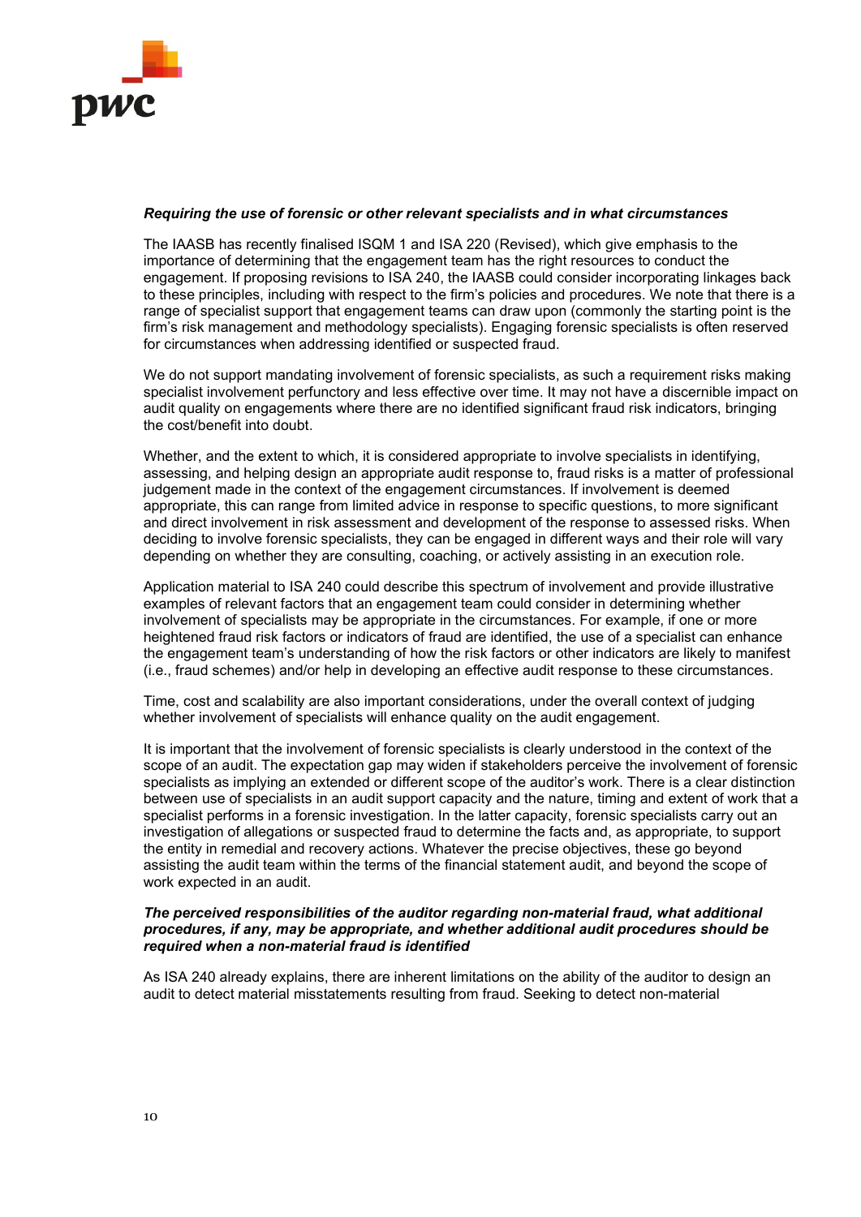***Requiring the use of forensic or other relevant specialists and in what circumstances***

The IAASB has recently finalised ISQM 1 and ISA 220 (Revised), which give emphasis to the importance of determining that the engagement team has the right resources to conduct the engagement. If proposing revisions to ISA 240, the IAASB could consider incorporating linkages back to these principles, including with respect to the firm's policies and procedures. We note that there is a range of specialist support that engagement teams can draw upon (commonly the starting point is the firm's risk management and methodology specialists). Engaging forensic specialists is often reserved for circumstances when addressing identified or suspected fraud.

We do not support mandating involvement of forensic specialists, as such a requirement risks making specialist involvement perfunctory and less effective over time. It may not have a discernible impact on audit quality on engagements where there are no identified significant fraud risk indicators, bringing the cost/benefit into doubt.

Whether, and the extent to which, it is considered appropriate to involve specialists in identifying, assessing, and helping design an appropriate audit response to, fraud risks is a matter of professional judgement made in the context of the engagement circumstances. If involvement is deemed appropriate, this can range from limited advice in response to specific questions, to more significant and direct involvement in risk assessment and development of the response to assessed risks. When deciding to involve forensic specialists, they can be engaged in different ways and their role will vary depending on whether they are consulting, coaching, or actively assisting in an execution role.

Application material to ISA 240 could describe this spectrum of involvement and provide illustrative examples of relevant factors that an engagement team could consider in determining whether involvement of specialists may be appropriate in the circumstances. For example, if one or more heightened fraud risk factors or indicators of fraud are identified, the use of a specialist can enhance the engagement team's understanding of how the risk factors or other indicators are likely to manifest (i.e., fraud schemes) and/or help in developing an effective audit response to these circumstances.

Time, cost and scalability are also important considerations, under the overall context of judging whether involvement of specialists will enhance quality on the audit engagement.

It is important that the involvement of forensic specialists is clearly understood in the context of the scope of an audit. The expectation gap may widen if stakeholders perceive the involvement of forensic specialists as implying an extended or different scope of the auditor's work. There is a clear distinction between use of specialists in an audit support capacity and the nature, timing and extent of work that a specialist performs in a forensic investigation. In the latter capacity, forensic specialists carry out an investigation of allegations or suspected fraud to determine the facts and, as appropriate, to support the entity in remedial and recovery actions. Whatever the precise objectives, these go beyond assisting the audit team within the terms of the financial statement audit, and beyond the scope of work expected in an audit.

***The perceived responsibilities of the auditor regarding non-material fraud, what additional procedures, if any, may be appropriate, and whether additional audit procedures should be required when a non-material fraud is identified***

As ISA 240 already explains, there are inherent limitations on the ability of the auditor to design an audit to detect material misstatements resulting from fraud. Seeking to detect non-material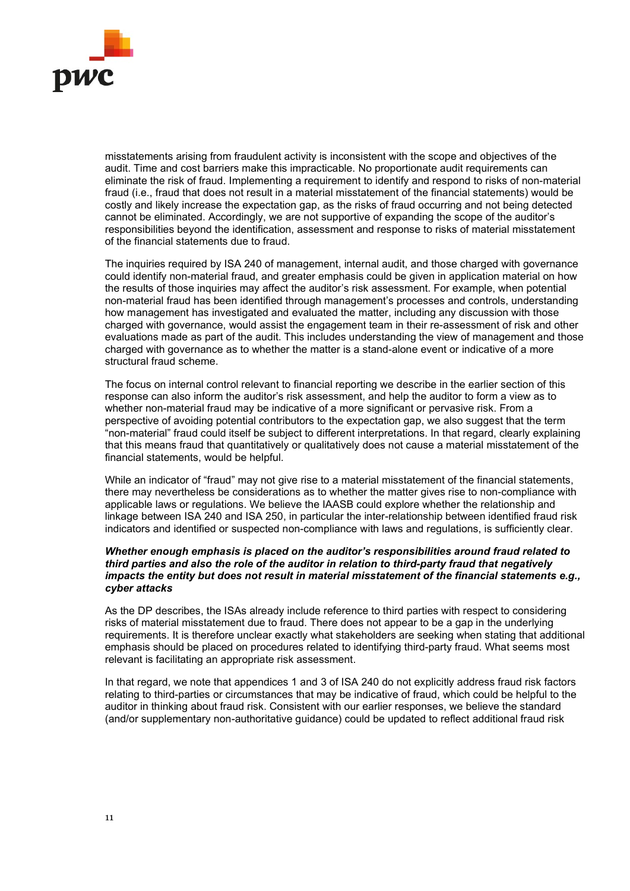misstatements arising from fraudulent activity is inconsistent with the scope and objectives of the audit. Time and cost barriers make this impracticable. No proportionate audit requirements can eliminate the risk of fraud. Implementing a requirement to identify and respond to risks of non-material fraud (i.e., fraud that does not result in a material misstatement of the financial statements) would be costly and likely increase the expectation gap, as the risks of fraud occurring and not being detected cannot be eliminated. Accordingly, we are not supportive of expanding the scope of the auditor's responsibilities beyond the identification, assessment and response to risks of material misstatement of the financial statements due to fraud.

The inquiries required by ISA 240 of management, internal audit, and those charged with governance could identify non-material fraud, and greater emphasis could be given in application material on how the results of those inquiries may affect the auditor's risk assessment. For example, when potential non-material fraud has been identified through management's processes and controls, understanding how management has investigated and evaluated the matter, including any discussion with those charged with governance, would assist the engagement team in their re-assessment of risk and other evaluations made as part of the audit. This includes understanding the view of management and those charged with governance as to whether the matter is a stand-alone event or indicative of a more structural fraud scheme.

The focus on internal control relevant to financial reporting we describe in the earlier section of this response can also inform the auditor's risk assessment, and help the auditor to form a view as to whether non-material fraud may be indicative of a more significant or pervasive risk. From a perspective of avoiding potential contributors to the expectation gap, we also suggest that the term "non-material" fraud could itself be subject to different interpretations. In that regard, clearly explaining that this means fraud that quantitatively or qualitatively does not cause a material misstatement of the financial statements, would be helpful.

While an indicator of "fraud" may not give rise to a material misstatement of the financial statements, there may nevertheless be considerations as to whether the matter gives rise to non-compliance with applicable laws or regulations. We believe the IAASB could explore whether the relationship and linkage between ISA 240 and ISA 250, in particular the inter-relationship between identified fraud risk indicators and identified or suspected non-compliance with laws and regulations, is sufficiently clear.

***Whether enough emphasis is placed on the auditor's responsibilities around fraud related to third parties and also the role of the auditor in relation to third-party fraud that negatively impacts the entity but does not result in material misstatement of the financial statements e.g., cyber attacks***

As the DP describes, the ISAs already include reference to third parties with respect to considering risks of material misstatement due to fraud. There does not appear to be a gap in the underlying requirements. It is therefore unclear exactly what stakeholders are seeking when stating that additional emphasis should be placed on procedures related to identifying third-party fraud. What seems most relevant is facilitating an appropriate risk assessment.

In that regard, we note that appendices 1 and 3 of ISA 240 do not explicitly address fraud risk factors relating to third-parties or circumstances that may be indicative of fraud, which could be helpful to the auditor in thinking about fraud risk. Consistent with our earlier responses, we believe the standard (and/or supplementary non-authoritative guidance) could be updated to reflect additional fraud risk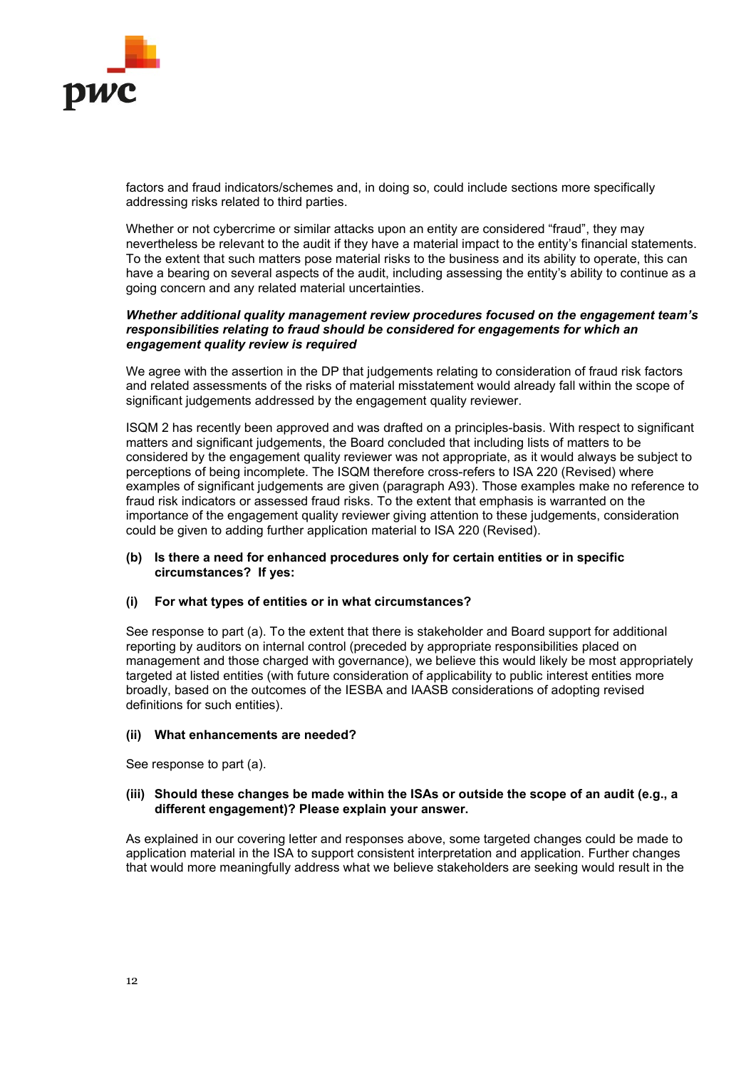factors and fraud indicators/schemes and, in doing so, could include sections more specifically addressing risks related to third parties.

Whether or not cybercrime or similar attacks upon an entity are considered "fraud", they may nevertheless be relevant to the audit if they have a material impact to the entity's financial statements. To the extent that such matters pose material risks to the business and its ability to operate, this can have a bearing on several aspects of the audit, including assessing the entity's ability to continue as a going concern and any related material uncertainties.

***Whether additional quality management review procedures focused on the engagement team's responsibilities relating to fraud should be considered for engagements for which an engagement quality review is required***

We agree with the assertion in the DP that judgements relating to consideration of fraud risk factors and related assessments of the risks of material misstatement would already fall within the scope of significant judgements addressed by the engagement quality reviewer.

ISQM 2 has recently been approved and was drafted on a principles-basis. With respect to significant matters and significant judgements, the Board concluded that including lists of matters to be considered by the engagement quality reviewer was not appropriate, as it would always be subject to perceptions of being incomplete. The ISQM therefore cross-refers to ISA 220 (Revised) where examples of significant judgements are given (paragraph A93). Those examples make no reference to fraud risk indicators or assessed fraud risks. To the extent that emphasis is warranted on the importance of the engagement quality reviewer giving attention to these judgements, consideration could be given to adding further application material to ISA 220 (Revised).

**(b) Is there a need for enhanced procedures only for certain entities or in specific circumstances? If yes:**

**(i) For what types of entities or in what circumstances?**

See response to part (a). To the extent that there is stakeholder and Board support for additional reporting by auditors on internal control (preceded by appropriate responsibilities placed on management and those charged with governance), we believe this would likely be most appropriately targeted at listed entities (with future consideration of applicability to public interest entities more broadly, based on the outcomes of the IESBA and IAASB considerations of adopting revised definitions for such entities).

**(ii) What enhancements are needed?**

See response to part (a).

**(iii) Should these changes be made within the ISAs or outside the scope of an audit (e.g., a different engagement)? Please explain your answer.**

As explained in our covering letter and responses above, some targeted changes could be made to application material in the ISA to support consistent interpretation and application. Further changes that would more meaningfully address what we believe stakeholders are seeking would result in the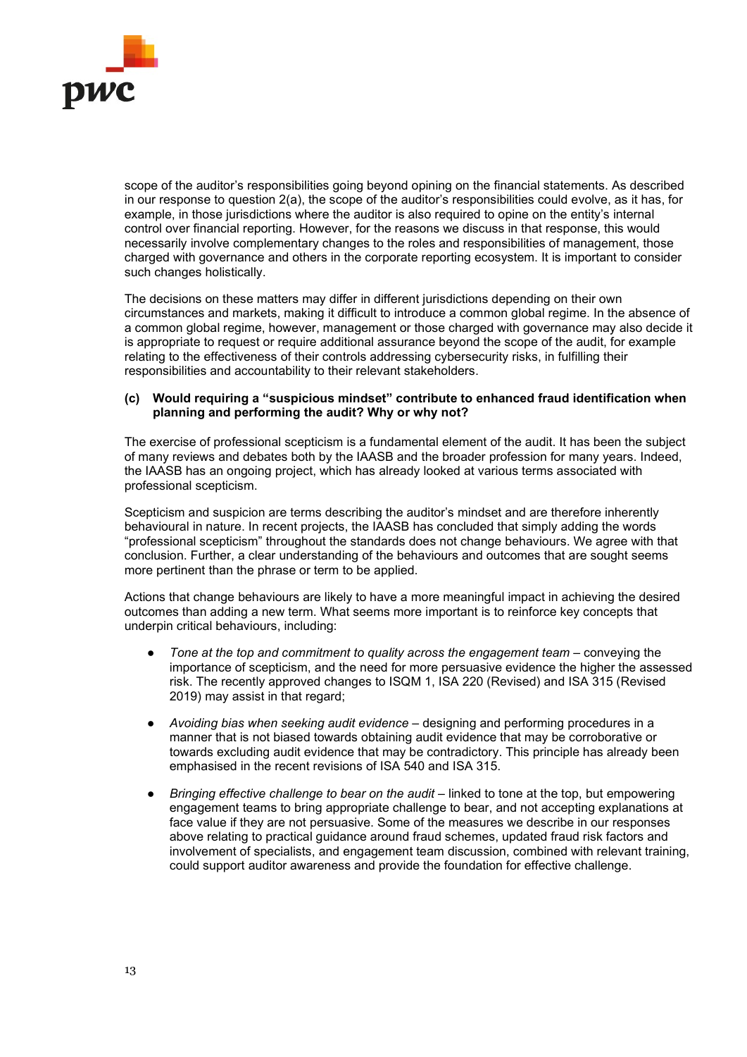scope of the auditor's responsibilities going beyond opining on the financial statements. As described in our response to question 2(a), the scope of the auditor's responsibilities could evolve, as it has, for example, in those jurisdictions where the auditor is also required to opine on the entity's internal control over financial reporting. However, for the reasons we discuss in that response, this would necessarily involve complementary changes to the roles and responsibilities of management, those charged with governance and others in the corporate reporting ecosystem. It is important to consider such changes holistically.

The decisions on these matters may differ in different jurisdictions depending on their own circumstances and markets, making it difficult to introduce a common global regime. In the absence of a common global regime, however, management or those charged with governance may also decide it is appropriate to request or require additional assurance beyond the scope of the audit, for example relating to the effectiveness of their controls addressing cybersecurity risks, in fulfilling their responsibilities and accountability to their relevant stakeholders.

**(c) Would requiring a "suspicious mindset" contribute to enhanced fraud identification when planning and performing the audit? Why or why not?**

The exercise of professional scepticism is a fundamental element of the audit. It has been the subject of many reviews and debates both by the IAASB and the broader profession for many years. Indeed, the IAASB has an ongoing project, which has already looked at various terms associated with professional scepticism.

Scepticism and suspicion are terms describing the auditor's mindset and are therefore inherently behavioural in nature. In recent projects, the IAASB has concluded that simply adding the words "professional scepticism" throughout the standards does not change behaviours. We agree with that conclusion. Further, a clear understanding of the behaviours and outcomes that are sought seems more pertinent than the phrase or term to be applied.

Actions that change behaviours are likely to have a more meaningful impact in achieving the desired outcomes than adding a new term. What seems more important is to reinforce key concepts that underpin critical behaviours, including:

- *Tone at the top and commitment to quality across the engagement team* – conveying the importance of scepticism, and the need for more persuasive evidence the higher the assessed risk. The recently approved changes to ISQM 1, ISA 220 (Revised) and ISA 315 (Revised 2019) may assist in that regard;

- *Avoiding bias when seeking audit evidence* – designing and performing procedures in a manner that is not biased towards obtaining audit evidence that may be corroborative or towards excluding audit evidence that may be contradictory. This principle has already been emphasised in the recent revisions of ISA 540 and ISA 315.

- *Bringing effective challenge to bear on the audit* – linked to tone at the top, but empowering engagement teams to bring appropriate challenge to bear, and not accepting explanations at face value if they are not persuasive. Some of the measures we describe in our responses above relating to practical guidance around fraud schemes, updated fraud risk factors and involvement of specialists, and engagement team discussion, combined with relevant training, could support auditor awareness and provide the foundation for effective challenge.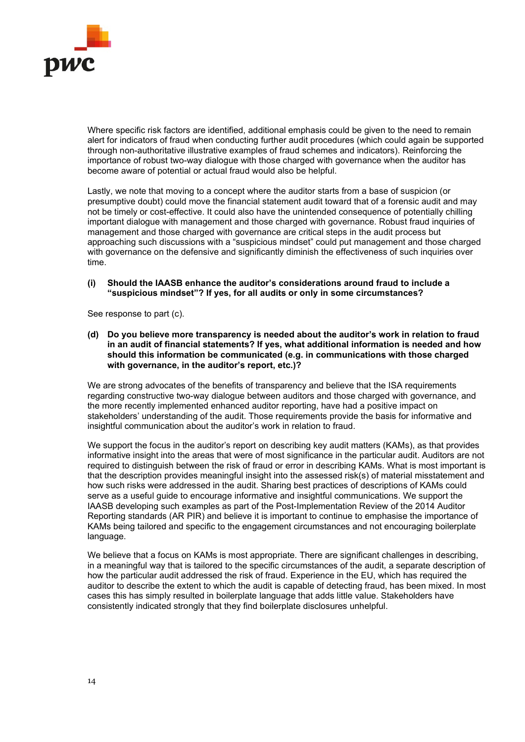Where specific risk factors are identified, additional emphasis could be given to the need to remain alert for indicators of fraud when conducting further audit procedures (which could again be supported through non-authoritative illustrative examples of fraud schemes and indicators). Reinforcing the importance of robust two-way dialogue with those charged with governance when the auditor has become aware of potential or actual fraud would also be helpful.

Lastly, we note that moving to a concept where the auditor starts from a base of suspicion (or presumptive doubt) could move the financial statement audit toward that of a forensic audit and may not be timely or cost-effective. It could also have the unintended consequence of potentially chilling important dialogue with management and those charged with governance. Robust fraud inquiries of management and those charged with governance are critical steps in the audit process but approaching such discussions with a "suspicious mindset" could put management and those charged with governance on the defensive and significantly diminish the effectiveness of such inquiries over time.

**(i) Should the IAASB enhance the auditor's considerations around fraud to include a "suspicious mindset"? If yes, for all audits or only in some circumstances?**

See response to part (c).

**(d) Do you believe more transparency is needed about the auditor's work in relation to fraud in an audit of financial statements? If yes, what additional information is needed and how should this information be communicated (e.g. in communications with those charged with governance, in the auditor's report, etc.)?**

We are strong advocates of the benefits of transparency and believe that the ISA requirements regarding constructive two-way dialogue between auditors and those charged with governance, and the more recently implemented enhanced auditor reporting, have had a positive impact on stakeholders' understanding of the audit. Those requirements provide the basis for informative and insightful communication about the auditor's work in relation to fraud.

We support the focus in the auditor's report on describing key audit matters (KAMs), as that provides informative insight into the areas that were of most significance in the particular audit. Auditors are not required to distinguish between the risk of fraud or error in describing KAMs. What is most important is that the description provides meaningful insight into the assessed risk(s) of material misstatement and how such risks were addressed in the audit. Sharing best practices of descriptions of KAMs could serve as a useful guide to encourage informative and insightful communications. We support the IAASB developing such examples as part of the Post-Implementation Review of the 2014 Auditor Reporting standards (AR PIR) and believe it is important to continue to emphasise the importance of KAMs being tailored and specific to the engagement circumstances and not encouraging boilerplate language.

We believe that a focus on KAMs is most appropriate. There are significant challenges in describing, in a meaningful way that is tailored to the specific circumstances of the audit, a separate description of how the particular audit addressed the risk of fraud. Experience in the EU, which has required the auditor to describe the extent to which the audit is capable of detecting fraud, has been mixed. In most cases this has simply resulted in boilerplate language that adds little value. Stakeholders have consistently indicated strongly that they find boilerplate disclosures unhelpful.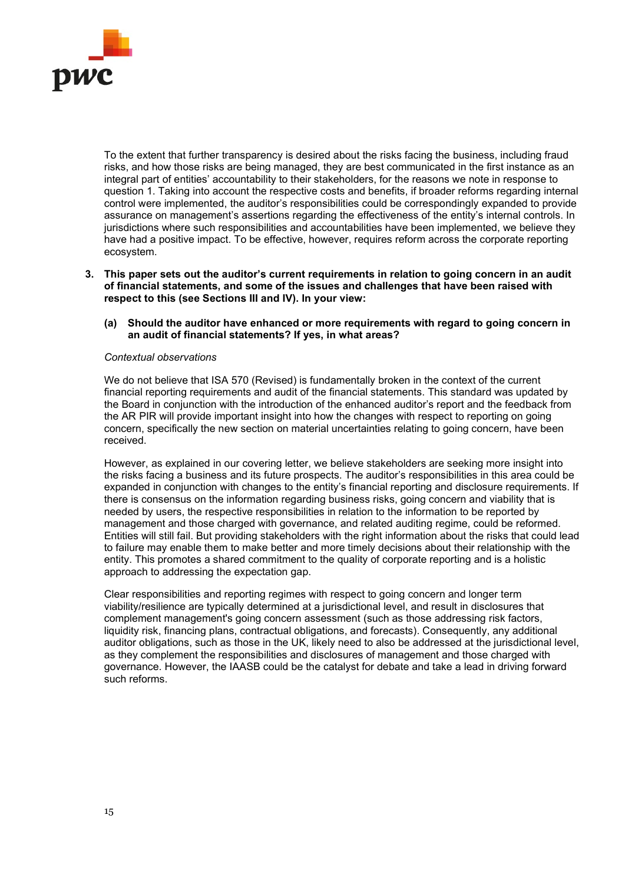To the extent that further transparency is desired about the risks facing the business, including fraud risks, and how those risks are being managed, they are best communicated in the first instance as an integral part of entities' accountability to their stakeholders, for the reasons we note in response to question 1. Taking into account the respective costs and benefits, if broader reforms regarding internal control were implemented, the auditor's responsibilities could be correspondingly expanded to provide assurance on management's assertions regarding the effectiveness of the entity's internal controls. In jurisdictions where such responsibilities and accountabilities have been implemented, we believe they have had a positive impact. To be effective, however, requires reform across the corporate reporting ecosystem.

**3. This paper sets out the auditor's current requirements in relation to going concern in an audit of financial statements, and some of the issues and challenges that have been raised with respect to this (see Sections III and IV). In your view:**

**(a) Should the auditor have enhanced or more requirements with regard to going concern in an audit of financial statements? If yes, in what areas?**

*Contextual observations*

We do not believe that ISA 570 (Revised) is fundamentally broken in the context of the current financial reporting requirements and audit of the financial statements. This standard was updated by the Board in conjunction with the introduction of the enhanced auditor's report and the feedback from the AR PIR will provide important insight into how the changes with respect to reporting on going concern, specifically the new section on material uncertainties relating to going concern, have been received.

However, as explained in our covering letter, we believe stakeholders are seeking more insight into the risks facing a business and its future prospects. The auditor's responsibilities in this area could be expanded in conjunction with changes to the entity's financial reporting and disclosure requirements. If there is consensus on the information regarding business risks, going concern and viability that is needed by users, the respective responsibilities in relation to the information to be reported by management and those charged with governance, and related auditing regime, could be reformed. Entities will still fail. But providing stakeholders with the right information about the risks that could lead to failure may enable them to make better and more timely decisions about their relationship with the entity. This promotes a shared commitment to the quality of corporate reporting and is a holistic approach to addressing the expectation gap.

Clear responsibilities and reporting regimes with respect to going concern and longer term viability/resilience are typically determined at a jurisdictional level, and result in disclosures that complement management's going concern assessment (such as those addressing risk factors, liquidity risk, financing plans, contractual obligations, and forecasts). Consequently, any additional auditor obligations, such as those in the UK, likely need to also be addressed at the jurisdictional level, as they complement the responsibilities and disclosures of management and those charged with governance. However, the IAASB could be the catalyst for debate and take a lead in driving forward such reforms.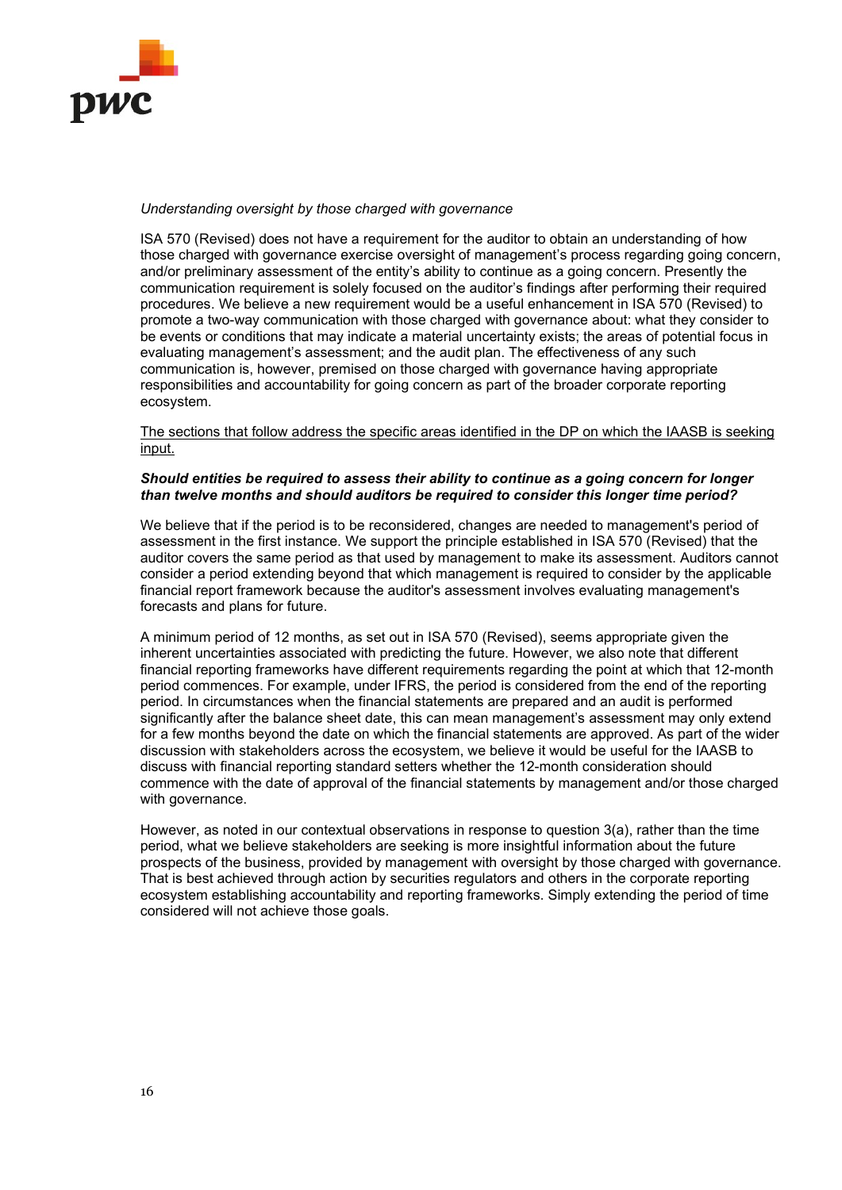*Understanding oversight by those charged with governance*

ISA 570 (Revised) does not have a requirement for the auditor to obtain an understanding of how those charged with governance exercise oversight of management's process regarding going concern, and/or preliminary assessment of the entity's ability to continue as a going concern. Presently the communication requirement is solely focused on the auditor's findings after performing their required procedures. We believe a new requirement would be a useful enhancement in ISA 570 (Revised) to promote a two-way communication with those charged with governance about: what they consider to be events or conditions that may indicate a material uncertainty exists; the areas of potential focus in evaluating management's assessment; and the audit plan. The effectiveness of any such communication is, however, premised on those charged with governance having appropriate responsibilities and accountability for going concern as part of the broader corporate reporting ecosystem.

<u>The sections that follow address the specific areas identified in the DP on which the IAASB is seeking input.</u>

***Should entities be required to assess their ability to continue as a going concern for longer than twelve months and should auditors be required to consider this longer time period?***

We believe that if the period is to be reconsidered, changes are needed to management's period of assessment in the first instance. We support the principle established in ISA 570 (Revised) that the auditor covers the same period as that used by management to make its assessment. Auditors cannot consider a period extending beyond that which management is required to consider by the applicable financial report framework because the auditor's assessment involves evaluating management's forecasts and plans for future.

A minimum period of 12 months, as set out in ISA 570 (Revised), seems appropriate given the inherent uncertainties associated with predicting the future. However, we also note that different financial reporting frameworks have different requirements regarding the point at which that 12-month period commences. For example, under IFRS, the period is considered from the end of the reporting period. In circumstances when the financial statements are prepared and an audit is performed significantly after the balance sheet date, this can mean management's assessment may only extend for a few months beyond the date on which the financial statements are approved. As part of the wider discussion with stakeholders across the ecosystem, we believe it would be useful for the IAASB to discuss with financial reporting standard setters whether the 12-month consideration should commence with the date of approval of the financial statements by management and/or those charged with governance.

However, as noted in our contextual observations in response to question 3(a), rather than the time period, what we believe stakeholders are seeking is more insightful information about the future prospects of the business, provided by management with oversight by those charged with governance. That is best achieved through action by securities regulators and others in the corporate reporting ecosystem establishing accountability and reporting frameworks. Simply extending the period of time considered will not achieve those goals.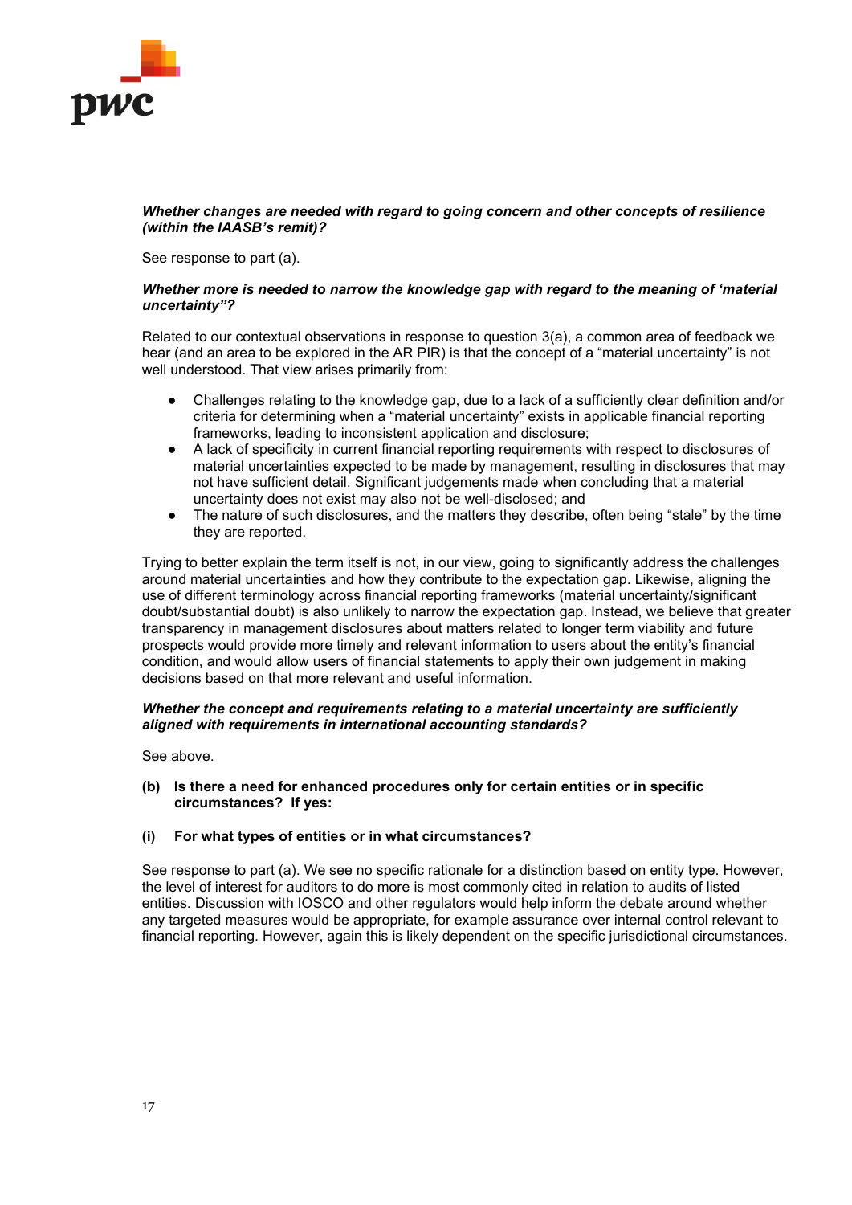***Whether changes are needed with regard to going concern and other concepts of resilience (within the IAASB's remit)?***

See response to part (a).

***Whether more is needed to narrow the knowledge gap with regard to the meaning of 'material uncertainty"?***

Related to our contextual observations in response to question 3(a), a common area of feedback we hear (and an area to be explored in the AR PIR) is that the concept of a "material uncertainty" is not well understood. That view arises primarily from:

- Challenges relating to the knowledge gap, due to a lack of a sufficiently clear definition and/or criteria for determining when a "material uncertainty" exists in applicable financial reporting frameworks, leading to inconsistent application and disclosure;
- A lack of specificity in current financial reporting requirements with respect to disclosures of material uncertainties expected to be made by management, resulting in disclosures that may not have sufficient detail. Significant judgements made when concluding that a material uncertainty does not exist may also not be well-disclosed; and
- The nature of such disclosures, and the matters they describe, often being "stale" by the time they are reported.

Trying to better explain the term itself is not, in our view, going to significantly address the challenges around material uncertainties and how they contribute to the expectation gap. Likewise, aligning the use of different terminology across financial reporting frameworks (material uncertainty/significant doubt/substantial doubt) is also unlikely to narrow the expectation gap. Instead, we believe that greater transparency in management disclosures about matters related to longer term viability and future prospects would provide more timely and relevant information to users about the entity's financial condition, and would allow users of financial statements to apply their own judgement in making decisions based on that more relevant and useful information.

***Whether the concept and requirements relating to a material uncertainty are sufficiently aligned with requirements in international accounting standards?***

See above.

**(b) Is there a need for enhanced procedures only for certain entities or in specific circumstances? If yes:**

**(i) For what types of entities or in what circumstances?**

See response to part (a). We see no specific rationale for a distinction based on entity type. However, the level of interest for auditors to do more is most commonly cited in relation to audits of listed entities. Discussion with IOSCO and other regulators would help inform the debate around whether any targeted measures would be appropriate, for example assurance over internal control relevant to financial reporting. However, again this is likely dependent on the specific jurisdictional circumstances.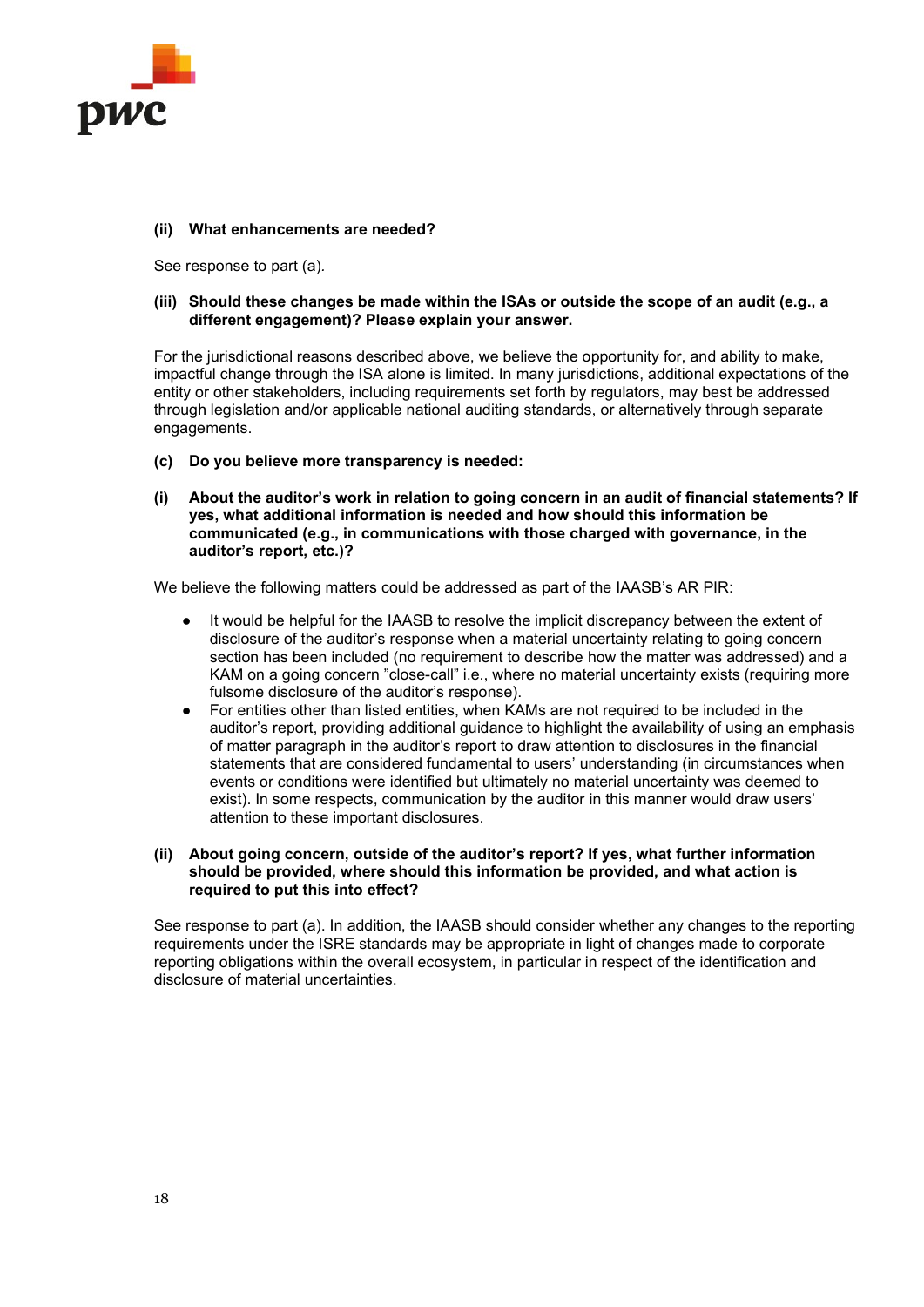**(ii) What enhancements are needed?**

See response to part (a).

**(iii) Should these changes be made within the ISAs or outside the scope of an audit (e.g., a different engagement)? Please explain your answer.**

For the jurisdictional reasons described above, we believe the opportunity for, and ability to make, impactful change through the ISA alone is limited. In many jurisdictions, additional expectations of the entity or other stakeholders, including requirements set forth by regulators, may best be addressed through legislation and/or applicable national auditing standards, or alternatively through separate engagements.

**(c) Do you believe more transparency is needed:**

**(i) About the auditor's work in relation to going concern in an audit of financial statements? If yes, what additional information is needed and how should this information be communicated (e.g., in communications with those charged with governance, in the auditor's report, etc.)?**

We believe the following matters could be addressed as part of the IAASB's AR PIR:

- It would be helpful for the IAASB to resolve the implicit discrepancy between the extent of disclosure of the auditor's response when a material uncertainty relating to going concern section has been included (no requirement to describe how the matter was addressed) and a KAM on a going concern "close-call" i.e., where no material uncertainty exists (requiring more fulsome disclosure of the auditor's response).
- For entities other than listed entities, when KAMs are not required to be included in the auditor's report, providing additional guidance to highlight the availability of using an emphasis of matter paragraph in the auditor's report to draw attention to disclosures in the financial statements that are considered fundamental to users' understanding (in circumstances when events or conditions were identified but ultimately no material uncertainty was deemed to exist). In some respects, communication by the auditor in this manner would draw users' attention to these important disclosures.

**(ii) About going concern, outside of the auditor's report? If yes, what further information should be provided, where should this information be provided, and what action is required to put this into effect?**

See response to part (a). In addition, the IAASB should consider whether any changes to the reporting requirements under the ISRE standards may be appropriate in light of changes made to corporate reporting obligations within the overall ecosystem, in particular in respect of the identification and disclosure of material uncertainties.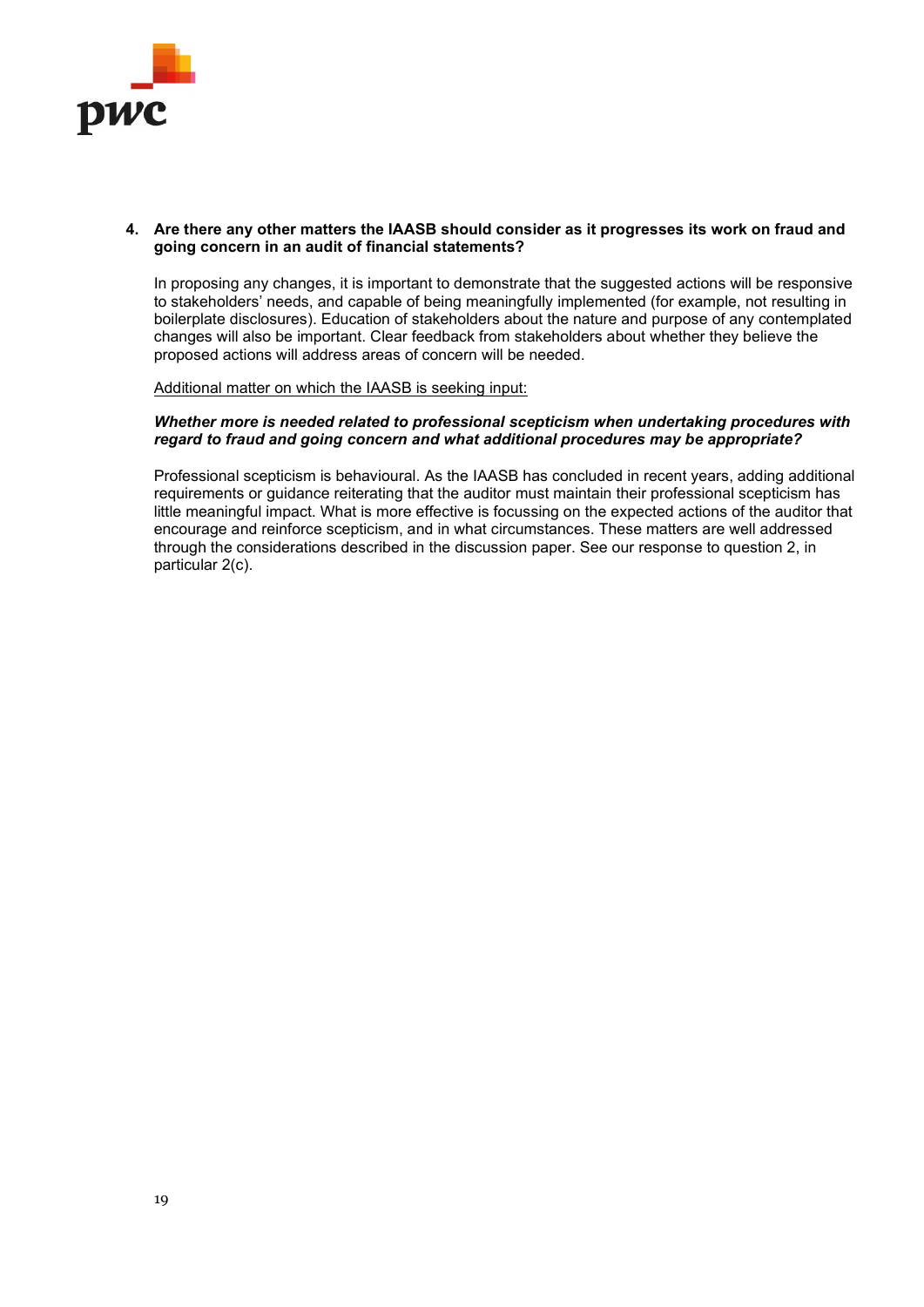**4. Are there any other matters the IAASB should consider as it progresses its work on fraud and going concern in an audit of financial statements?**

In proposing any changes, it is important to demonstrate that the suggested actions will be responsive to stakeholders' needs, and capable of being meaningfully implemented (for example, not resulting in boilerplate disclosures). Education of stakeholders about the nature and purpose of any contemplated changes will also be important. Clear feedback from stakeholders about whether they believe the proposed actions will address areas of concern will be needed.

<u>Additional matter on which the IAASB is seeking input:</u>

***Whether more is needed related to professional scepticism when undertaking procedures with regard to fraud and going concern and what additional procedures may be appropriate?***

Professional scepticism is behavioural. As the IAASB has concluded in recent years, adding additional requirements or guidance reiterating that the auditor must maintain their professional scepticism has little meaningful impact. What is more effective is focussing on the expected actions of the auditor that encourage and reinforce scepticism, and in what circumstances. These matters are well addressed through the considerations described in the discussion paper. See our response to question 2, in particular 2(c).